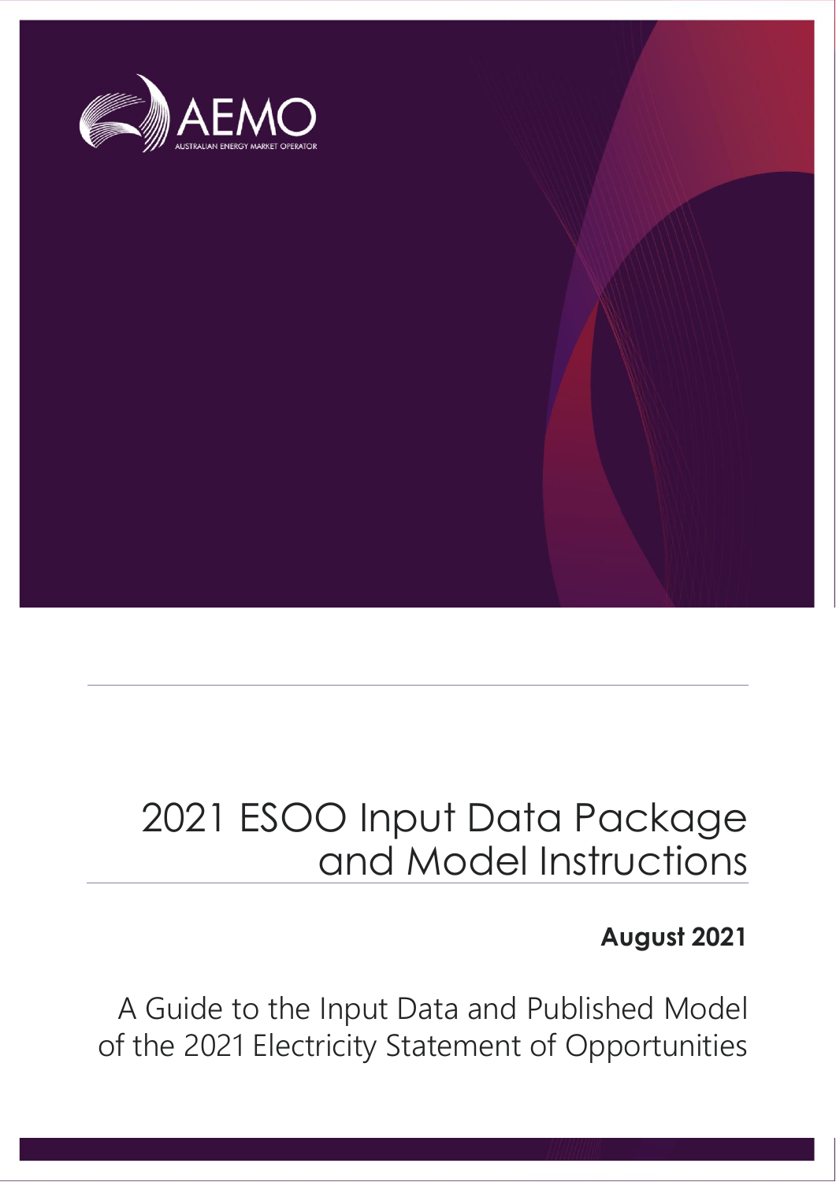AEMO

AUSTRALIAN ENERGY MARKET OPERATOR

# 2021 ESOO Input Data Package and Model Instructions

**August 2021**

A Guide to the Input Data and Published Model of the 2021 Electricity Statement of Opportunities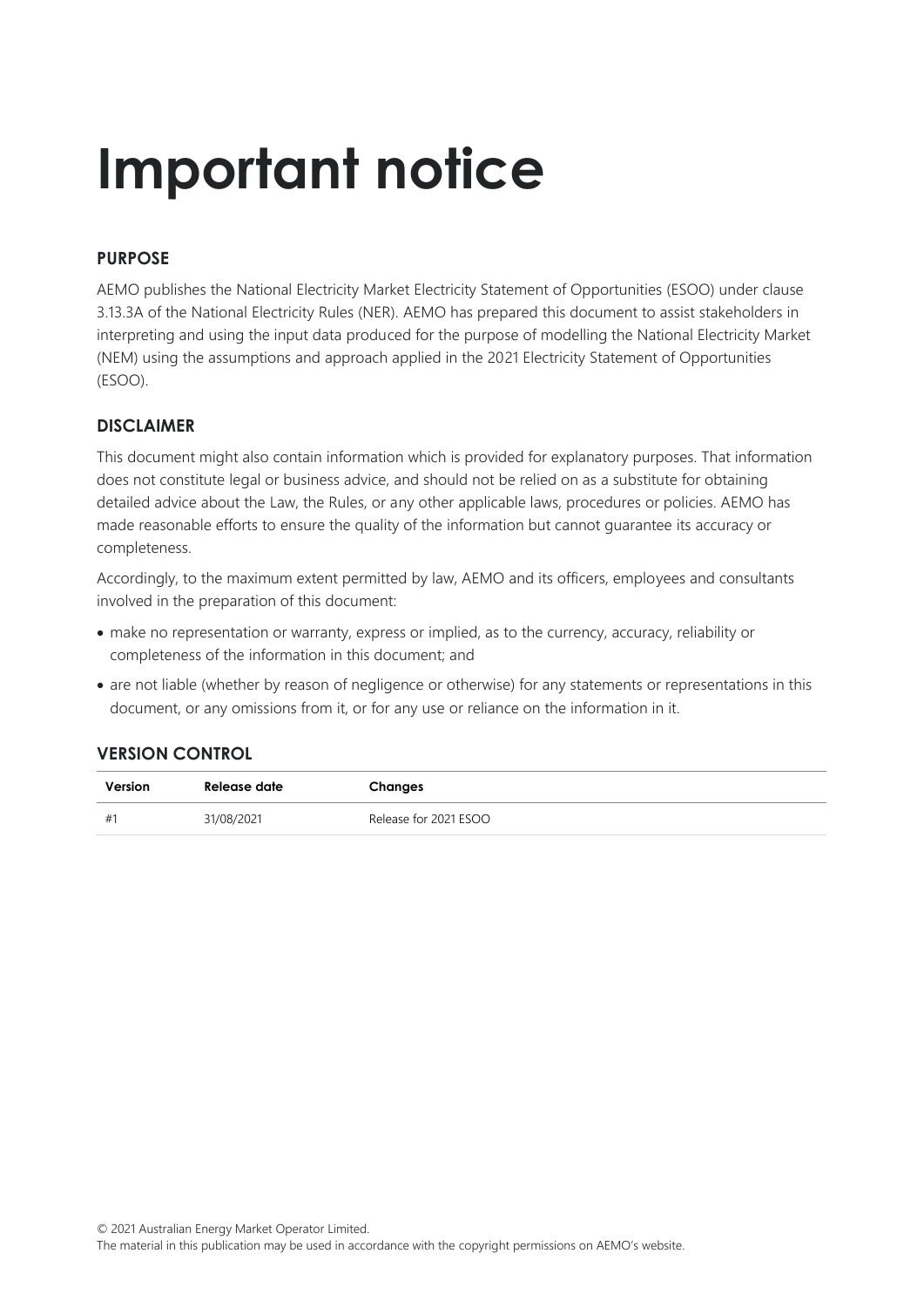# Important notice

## PURPOSE

AEMO publishes the National Electricity Market Electricity Statement of Opportunities (ESOO) under clause 3.13.3A of the National Electricity Rules (NER). AEMO has prepared this document to assist stakeholders in interpreting and using the input data produced for the purpose of modelling the National Electricity Market (NEM) using the assumptions and approach applied in the 2021 Electricity Statement of Opportunities (ESOO).

## DISCLAIMER

This document might also contain information which is provided for explanatory purposes. That information does not constitute legal or business advice, and should not be relied on as a substitute for obtaining detailed advice about the Law, the Rules, or any other applicable laws, procedures or policies. AEMO has made reasonable efforts to ensure the quality of the information but cannot guarantee its accuracy or completeness.

Accordingly, to the maximum extent permitted by law, AEMO and its officers, employees and consultants involved in the preparation of this document:

- make no representation or warranty, express or implied, as to the currency, accuracy, reliability or completeness of the information in this document; and
- are not liable (whether by reason of negligence or otherwise) for any statements or representations in this document, or any omissions from it, or for any use or reliance on the information in it.

## VERSION CONTROL

| Version | Release date | Changes |
|---|---|---|
| #1 | 31/08/2021 | Release for 2021 ESOO |

© 2021 Australian Energy Market Operator Limited.
The material in this publication may be used in accordance with the copyright permissions on AEMO's website.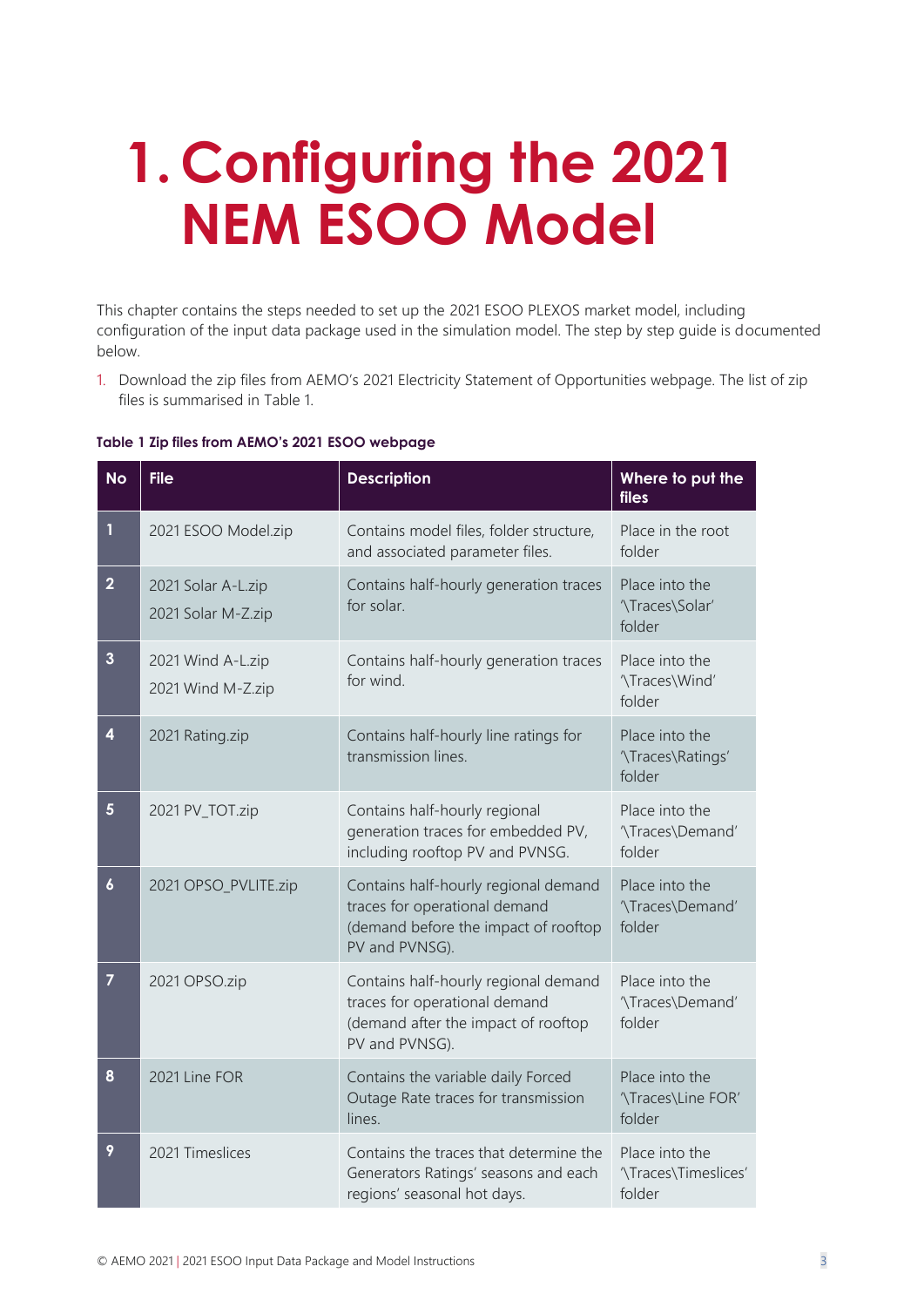# 1. Configuring the 2021 NEM ESOO Model

This chapter contains the steps needed to set up the 2021 ESOO PLEXOS market model, including configuration of the input data package used in the simulation model. The step by step guide is documented below.

1. Download the zip files from AEMO's 2021 Electricity Statement of Opportunities webpage. The list of zip files is summarised in Table 1.

**Table 1 Zip files from AEMO's 2021 ESOO webpage**

| No | File | Description | Where to put the files |
|---|---|---|---|
| 1 | 2021 ESOO Model.zip | Contains model files, folder structure, and associated parameter files. | Place in the root folder |
| 2 | 2021 Solar A-L.zip<br>2021 Solar M-Z.zip | Contains half-hourly generation traces for solar. | Place into the '\Traces\Solar' folder |
| 3 | 2021 Wind A-L.zip<br>2021 Wind M-Z.zip | Contains half-hourly generation traces for wind. | Place into the '\Traces\Wind' folder |
| 4 | 2021 Rating.zip | Contains half-hourly line ratings for transmission lines. | Place into the '\Traces\Ratings' folder |
| 5 | 2021 PV_TOT.zip | Contains half-hourly regional generation traces for embedded PV, including rooftop PV and PVNSG. | Place into the '\Traces\Demand' folder |
| 6 | 2021 OPSO_PVLITE.zip | Contains half-hourly regional demand traces for operational demand (demand before the impact of rooftop PV and PVNSG). | Place into the '\Traces\Demand' folder |
| 7 | 2021 OPSO.zip | Contains half-hourly regional demand traces for operational demand (demand after the impact of rooftop PV and PVNSG). | Place into the '\Traces\Demand' folder |
| 8 | 2021 Line FOR | Contains the variable daily Forced Outage Rate traces for transmission lines. | Place into the '\Traces\Line FOR' folder |
| 9 | 2021 Timeslices | Contains the traces that determine the Generators Ratings' seasons and each regions' seasonal hot days. | Place into the '\Traces\Timeslices' folder |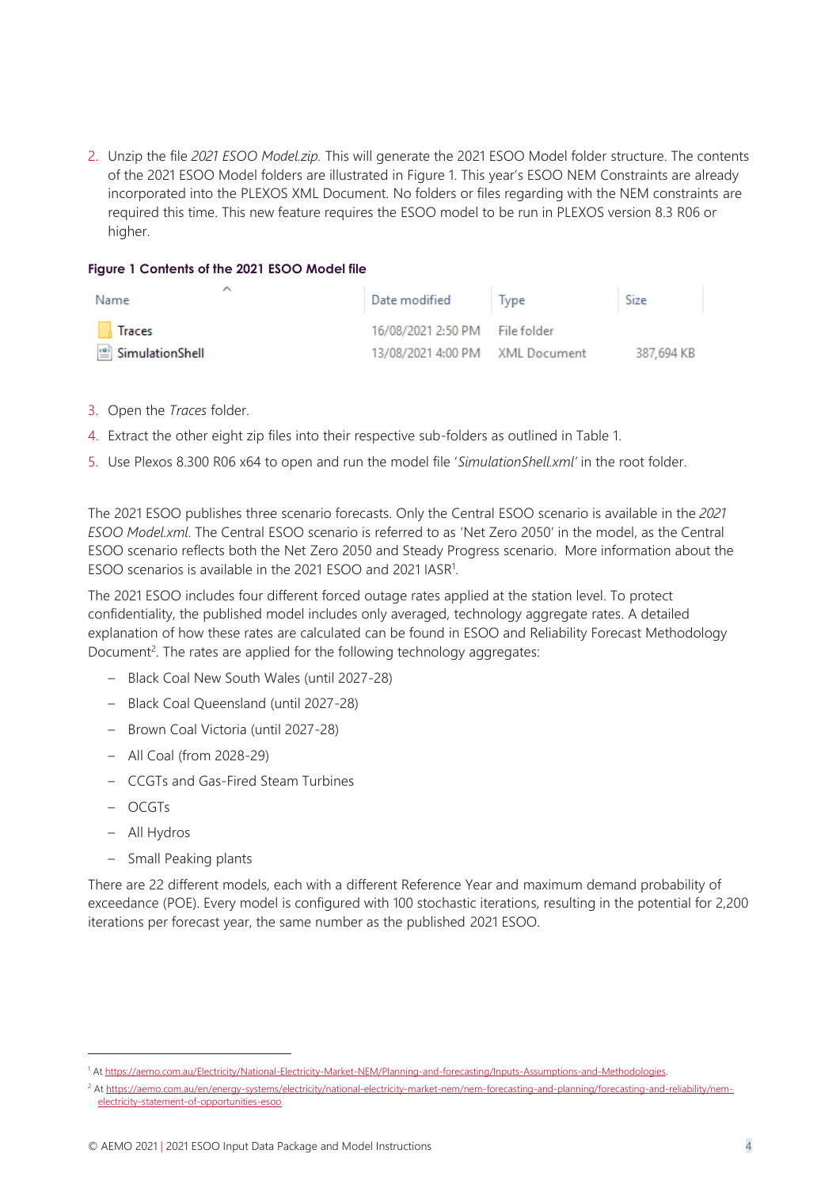2. Unzip the file *2021 ESOO Model.zip*. This will generate the 2021 ESOO Model folder structure. The contents of the 2021 ESOO Model folders are illustrated in Figure 1. This year's ESOO NEM Constraints are already incorporated into the PLEXOS XML Document. No folders or files regarding with the NEM constraints are required this time. This new feature requires the ESOO model to be run in PLEXOS version 8.3 R06 or higher.

**Figure 1 Contents of the 2021 ESOO Model file**

| Name | Date modified | Type | Size |
|---|---|---|---|
| Traces | 16/08/2021 2:50 PM | File folder | |
| SimulationShell | 13/08/2021 4:00 PM | XML Document | 387,694 KB |

3. Open the *Traces* folder.
4. Extract the other eight zip files into their respective sub-folders as outlined in Table 1.
5. Use Plexos 8.300 R06 x64 to open and run the model file '*SimulationShell.xml*' in the root folder.

The 2021 ESOO publishes three scenario forecasts. Only the Central ESOO scenario is available in the *2021 ESOO Model.xml*. The Central ESOO scenario is referred to as 'Net Zero 2050' in the model, as the Central ESOO scenario reflects both the Net Zero 2050 and Steady Progress scenario. More information about the ESOO scenarios is available in the 2021 ESOO and 2021 IASR[1].

The 2021 ESOO includes four different forced outage rates applied at the station level. To protect confidentiality, the published model includes only averaged, technology aggregate rates. A detailed explanation of how these rates are calculated can be found in ESOO and Reliability Forecast Methodology Document[2]. The rates are applied for the following technology aggregates:

- Black Coal New South Wales (until 2027-28)
- Black Coal Queensland (until 2027-28)
- Brown Coal Victoria (until 2027-28)
- All Coal (from 2028-29)
- CCGTs and Gas-Fired Steam Turbines
- OCGTs
- All Hydros
- Small Peaking plants

There are 22 different models, each with a different Reference Year and maximum demand probability of exceedance (POE). Every model is configured with 100 stochastic iterations, resulting in the potential for 2,200 iterations per forecast year, the same number as the published 2021 ESOO.

---

[1] At https://aemo.com.au/Electricity/National-Electricity-Market-NEM/Planning-and-forecasting/Inputs-Assumptions-and-Methodologies.

[2] At https://aemo.com.au/en/energy-systems/electricity/national-electricity-market-nem/nem-forecasting-and-planning/forecasting-and-reliability/nem-electricity-statement-of-opportunities-esoo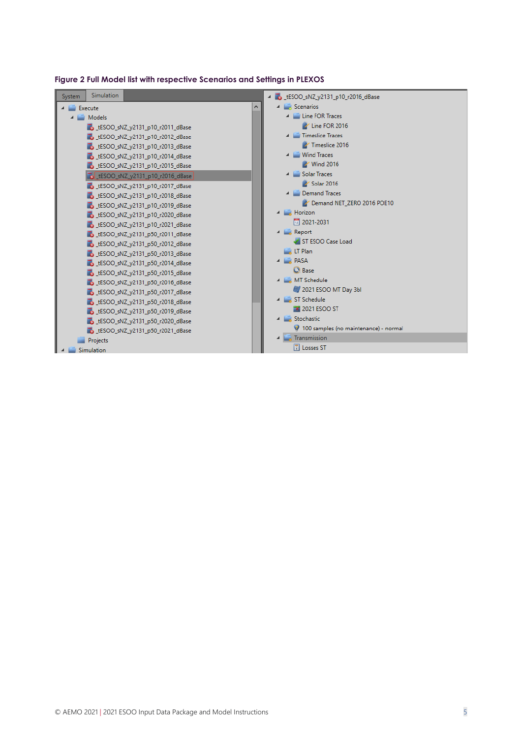**Figure 2 Full Model list with respective Scenarios and Settings in PLEXOS**

System | Simulation

- Execute
  - Models
    - _tESOO_sNZ_y2131_p10_r2011_dBase
    - _tESOO_sNZ_y2131_p10_r2012_dBase
    - _tESOO_sNZ_y2131_p10_r2013_dBase
    - _tESOO_sNZ_y2131_p10_r2014_dBase
    - _tESOO_sNZ_y2131_p10_r2015_dBase
    - _tESOO_sNZ_y2131_p10_r2016_dBase
    - _tESOO_sNZ_y2131_p10_r2017_dBase
    - _tESOO_sNZ_y2131_p10_r2018_dBase
    - _tESOO_sNZ_y2131_p10_r2019_dBase
    - _tESOO_sNZ_y2131_p10_r2020_dBase
    - _tESOO_sNZ_y2131_p10_r2021_dBase
    - _tESOO_sNZ_y2131_p50_r2011_dBase
    - _tESOO_sNZ_y2131_p50_r2012_dBase
    - _tESOO_sNZ_y2131_p50_r2013_dBase
    - _tESOO_sNZ_y2131_p50_r2014_dBase
    - _tESOO_sNZ_y2131_p50_r2015_dBase
    - _tESOO_sNZ_y2131_p50_r2016_dBase
    - _tESOO_sNZ_y2131_p50_r2017_dBase
    - _tESOO_sNZ_y2131_p50_r2018_dBase
    - _tESOO_sNZ_y2131_p50_r2019_dBase
    - _tESOO_sNZ_y2131_p50_r2020_dBase
    - _tESOO_sNZ_y2131_p50_r2021_dBase
  - Projects
- Simulation

- _tESOO_sNZ_y2131_p10_r2016_dBase
  - Scenarios
    - Line FOR Traces
      - Line FOR 2016
    - Timeslice Traces
      - Timeslice 2016
    - Wind Traces
      - Wind 2016
    - Solar Traces
      - Solar 2016
    - Demand Traces
      - Demand NET_ZERO 2016 POE10
  - Horizon
    - 2021-2031
  - Report
    - ST ESOO Case Load
  - LT Plan
  - PASA
    - Base
  - MT Schedule
    - 2021 ESOO MT Day 3bl
  - ST Schedule
    - 2021 ESOO ST
  - Stochastic
    - 100 samples (no maintenance) - normal
  - Transmission
    - Losses ST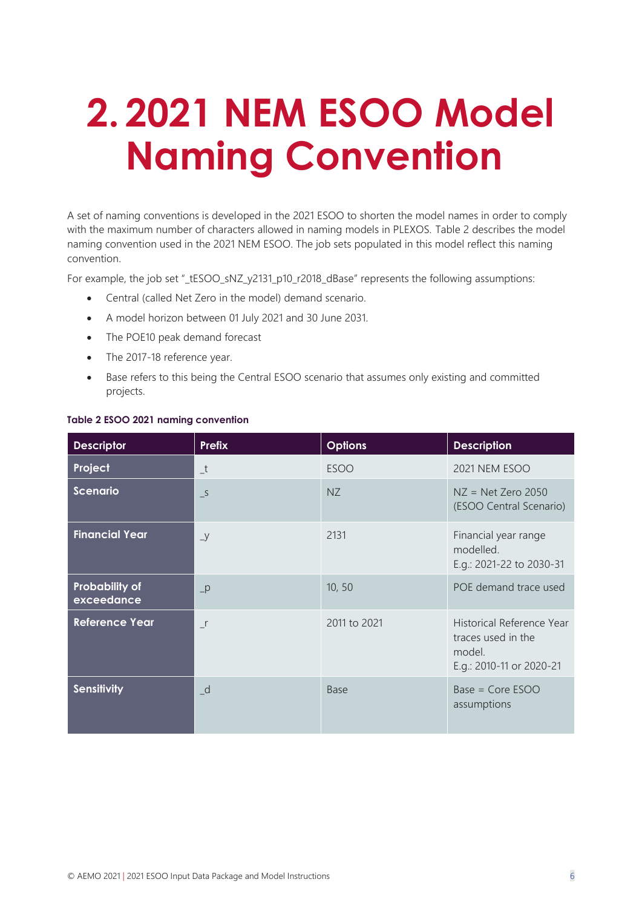# 2. 2021 NEM ESOO Model Naming Convention

A set of naming conventions is developed in the 2021 ESOO to shorten the model names in order to comply with the maximum number of characters allowed in naming models in PLEXOS. Table 2 describes the model naming convention used in the 2021 NEM ESOO. The job sets populated in this model reflect this naming convention.

For example, the job set "_tESOO_sNZ_y2131_p10_r2018_dBase" represents the following assumptions:

- Central (called Net Zero in the model) demand scenario.
- A model horizon between 01 July 2021 and 30 June 2031.
- The POE10 peak demand forecast
- The 2017-18 reference year.
- Base refers to this being the Central ESOO scenario that assumes only existing and committed projects.

**Table 2 ESOO 2021 naming convention**

| Descriptor | Prefix | Options | Description |
|---|---|---|---|
| Project | _t | ESOO | 2021 NEM ESOO |
| Scenario | _s | NZ | NZ = Net Zero 2050 (ESOO Central Scenario) |
| Financial Year | _y | 2131 | Financial year range modelled. E.g.: 2021-22 to 2030-31 |
| Probability of exceedance | _p | 10, 50 | POE demand trace used |
| Reference Year | _r | 2011 to 2021 | Historical Reference Year traces used in the model. E.g.: 2010-11 or 2020-21 |
| Sensitivity | _d | Base | Base = Core ESOO assumptions |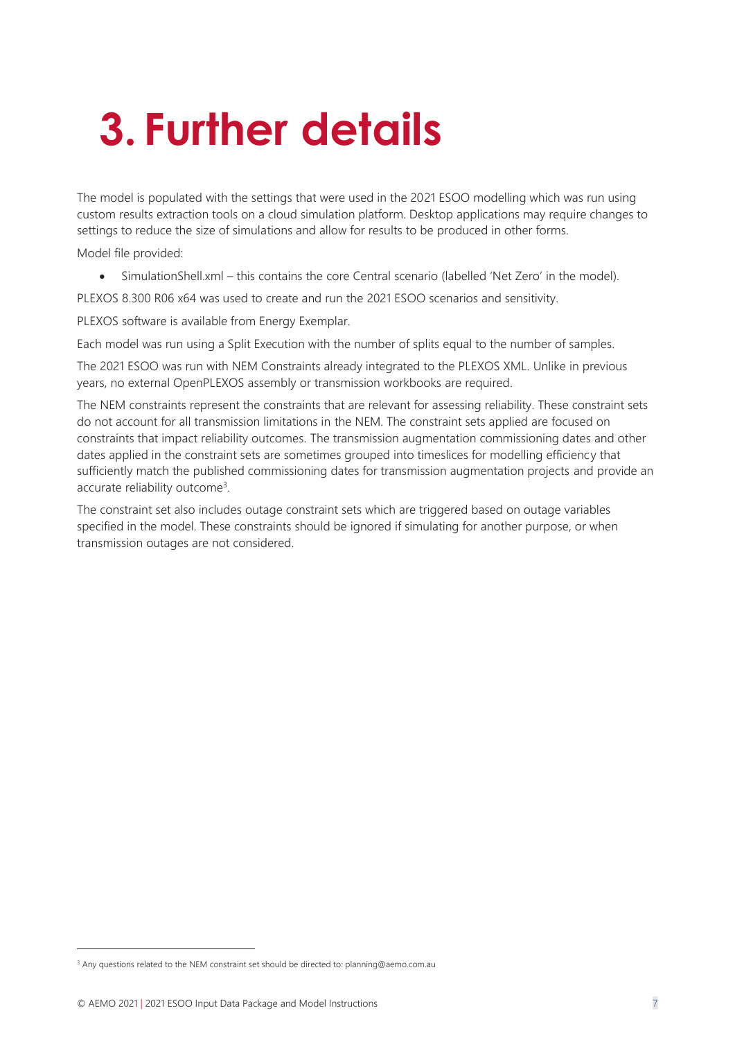# 3. Further details

The model is populated with the settings that were used in the 2021 ESOO modelling which was run using custom results extraction tools on a cloud simulation platform. Desktop applications may require changes to settings to reduce the size of simulations and allow for results to be produced in other forms.

Model file provided:

- SimulationShell.xml – this contains the core Central scenario (labelled 'Net Zero' in the model).

PLEXOS 8.300 R06 x64 was used to create and run the 2021 ESOO scenarios and sensitivity.

PLEXOS software is available from Energy Exemplar.

Each model was run using a Split Execution with the number of splits equal to the number of samples.

The 2021 ESOO was run with NEM Constraints already integrated to the PLEXOS XML. Unlike in previous years, no external OpenPLEXOS assembly or transmission workbooks are required.

The NEM constraints represent the constraints that are relevant for assessing reliability. These constraint sets do not account for all transmission limitations in the NEM. The constraint sets applied are focused on constraints that impact reliability outcomes. The transmission augmentation commissioning dates and other dates applied in the constraint sets are sometimes grouped into timeslices for modelling efficiency that sufficiently match the published commissioning dates for transmission augmentation projects and provide an accurate reliability outcome[3].

The constraint set also includes outage constraint sets which are triggered based on outage variables specified in the model. These constraints should be ignored if simulating for another purpose, or when transmission outages are not considered.

[3] Any questions related to the NEM constraint set should be directed to: planning@aemo.com.au